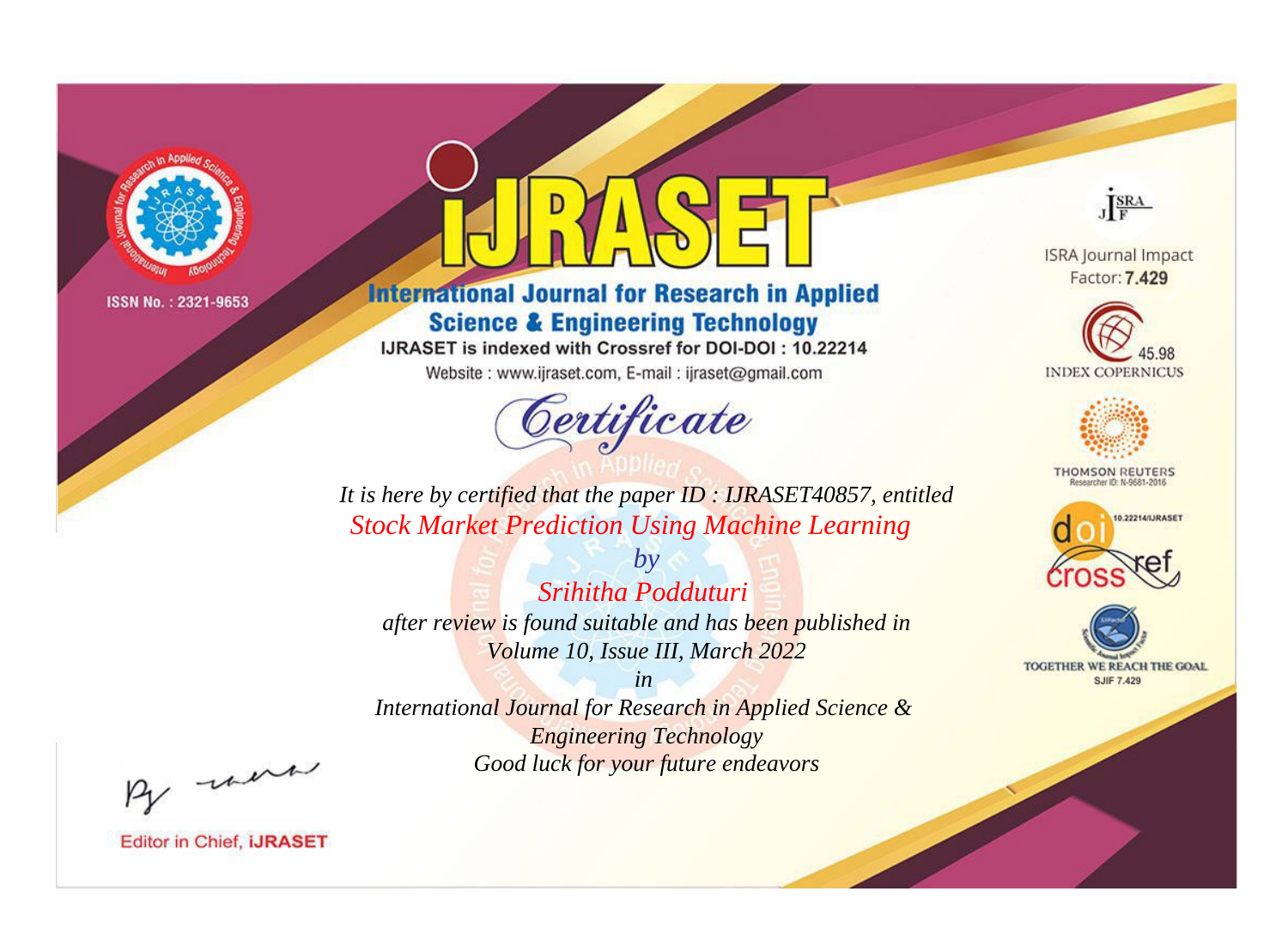ISSN No. : 2321-9653

# IJRASET

## International Journal for Research in Applied Science & Engineering Technology

IJRASET is indexed with Crossref for DOI-DOI : 10.22214

Website : www.ijraset.com, E-mail : ijraset@gmail.com

ISRA Journal Impact Factor: **7.429**

45.98 INDEX COPERNICUS

THOMSON REUTERS Researcher ID: N-9681-2016

10.22214/IJRASET

TOGETHER WE REACH THE GOAL SJIF 7.429

## *Certificate*

*It is here by certified that the paper ID : IJRASET40857, entitled*

*Stock Market Prediction Using Machine Learning*

*by*

*Srihitha Podduturi*

*after review is found suitable and has been published in*

*Volume 10, Issue III, March 2022*

*in*

*International Journal for Research in Applied Science & Engineering Technology*

*Good luck for your future endeavors*

Editor in Chief, **iJRASET**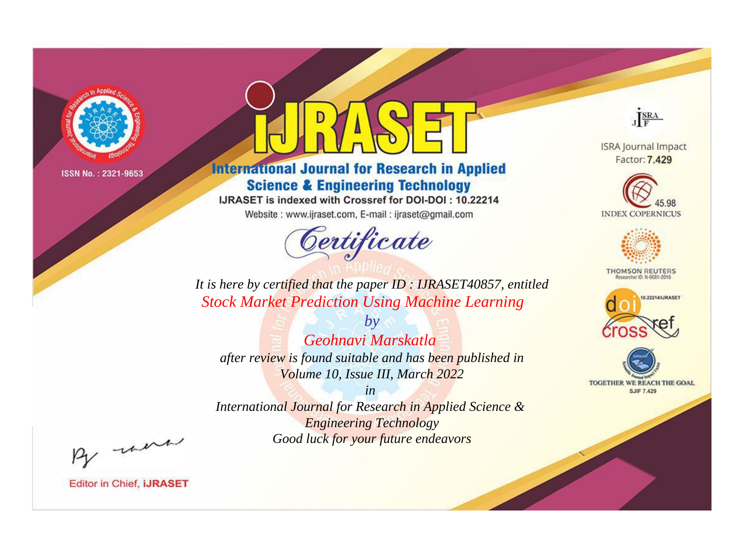ISSN No. : 2321-9653

# iJRASET

## International Journal for Research in Applied Science & Engineering Technology

IJRASET is indexed with Crossref for DOI-DOI : 10.22214

Website : www.ijraset.com, E-mail : ijraset@gmail.com

ISRA Journal Impact Factor: **7.429**

45.98 INDEX COPERNICUS

THOMSON REUTERS Researcher ID: N-9681-2016

10.22214/IJRASET

TOGETHER WE REACH THE GOAL SJIF 7.429

# *Certificate*

*It is here by certified that the paper ID : IJRASET40857, entitled*

*Stock Market Prediction Using Machine Learning*

*by*

*Geohnavi Marskatla*

*after review is found suitable and has been published in*

*Volume 10, Issue III, March 2022*

*in*

*International Journal for Research in Applied Science & Engineering Technology*

*Good luck for your future endeavors*

Editor in Chief, **iJRASET**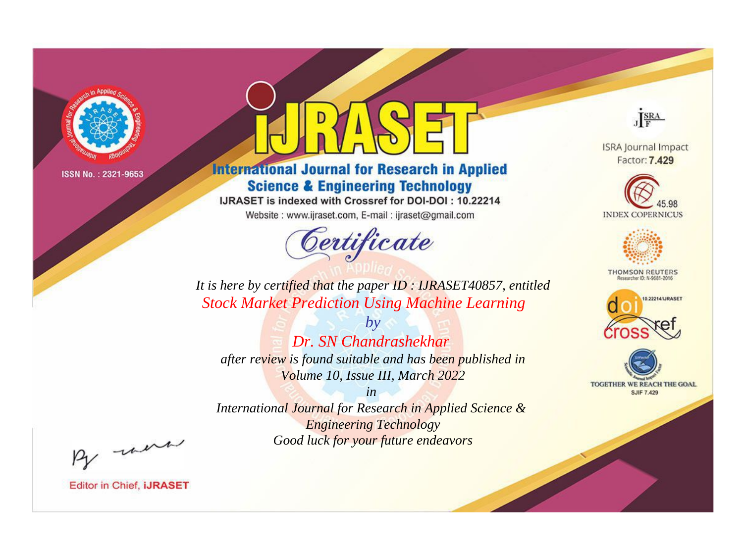ISSN No. : 2321-9653

# iJRASET

## International Journal for Research in Applied Science & Engineering Technology

IJRASET is indexed with Crossref for DOI-DOI : 10.22214

Website : www.ijraset.com, E-mail : ijraset@gmail.com

ISRA Journal Impact Factor: **7.429**

45.98 INDEX COPERNICUS

THOMSON REUTERS Researcher ID: N-9681-2016

10.22214/IJRASET

TOGETHER WE REACH THE GOAL SJIF 7.429

*Certificate*

*It is here by certified that the paper ID : IJRASET40857, entitled*

*Stock Market Prediction Using Machine Learning*

*by*

*Dr. SN Chandrashekhar*

*after review is found suitable and has been published in*

*Volume 10, Issue III, March 2022*

*in*

*International Journal for Research in Applied Science & Engineering Technology*

*Good luck for your future endeavors*

Editor in Chief, **iJRASET**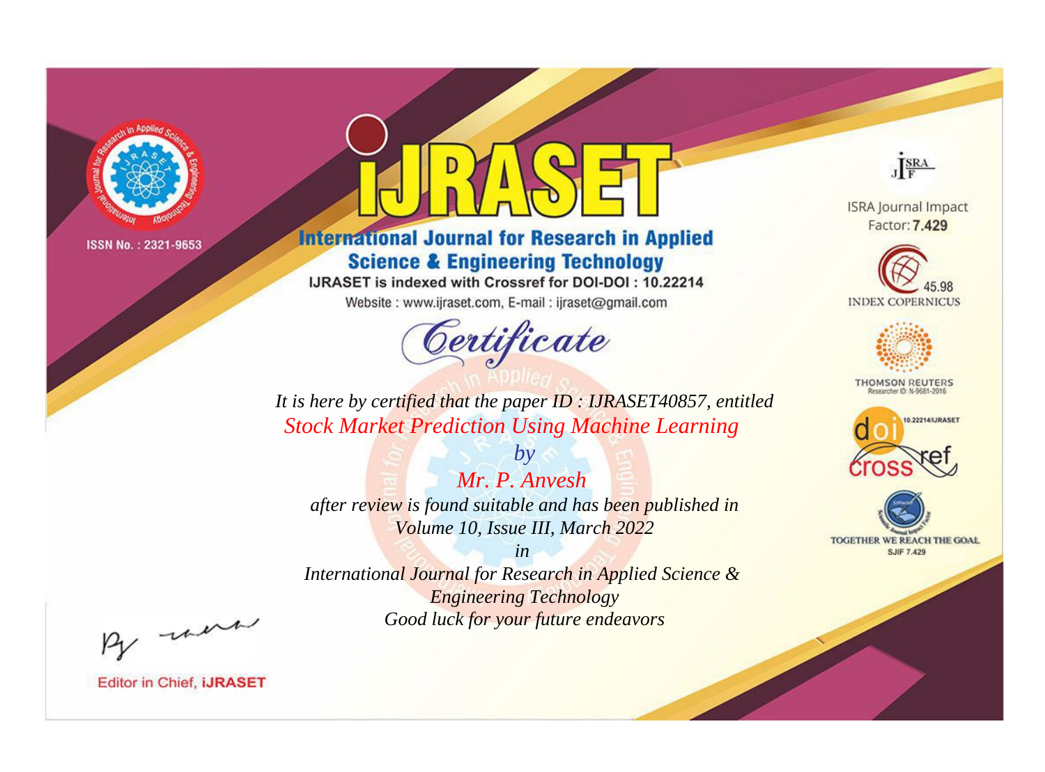ISSN No. : 2321-9653

# iJRASET

## International Journal for Research in Applied Science & Engineering Technology

IJRASET is indexed with Crossref for DOI-DOI : 10.22214

Website : www.ijraset.com, E-mail : ijraset@gmail.com

ISRA Journal Impact Factor: **7.429**

45.98 INDEX COPERNICUS

THOMSON REUTERS Researcher ID: N-9681-2016

10.22214/IJRASET

TOGETHER WE REACH THE GOAL SJIF 7.429

# *Certificate*

*It is here by certified that the paper ID : IJRASET40857, entitled*

*Stock Market Prediction Using Machine Learning*

*by*

*Mr. P. Anvesh*

*after review is found suitable and has been published in*

*Volume 10, Issue III, March 2022*

*in*

*International Journal for Research in Applied Science & Engineering Technology*

*Good luck for your future endeavors*

Editor in Chief, **iJRASET**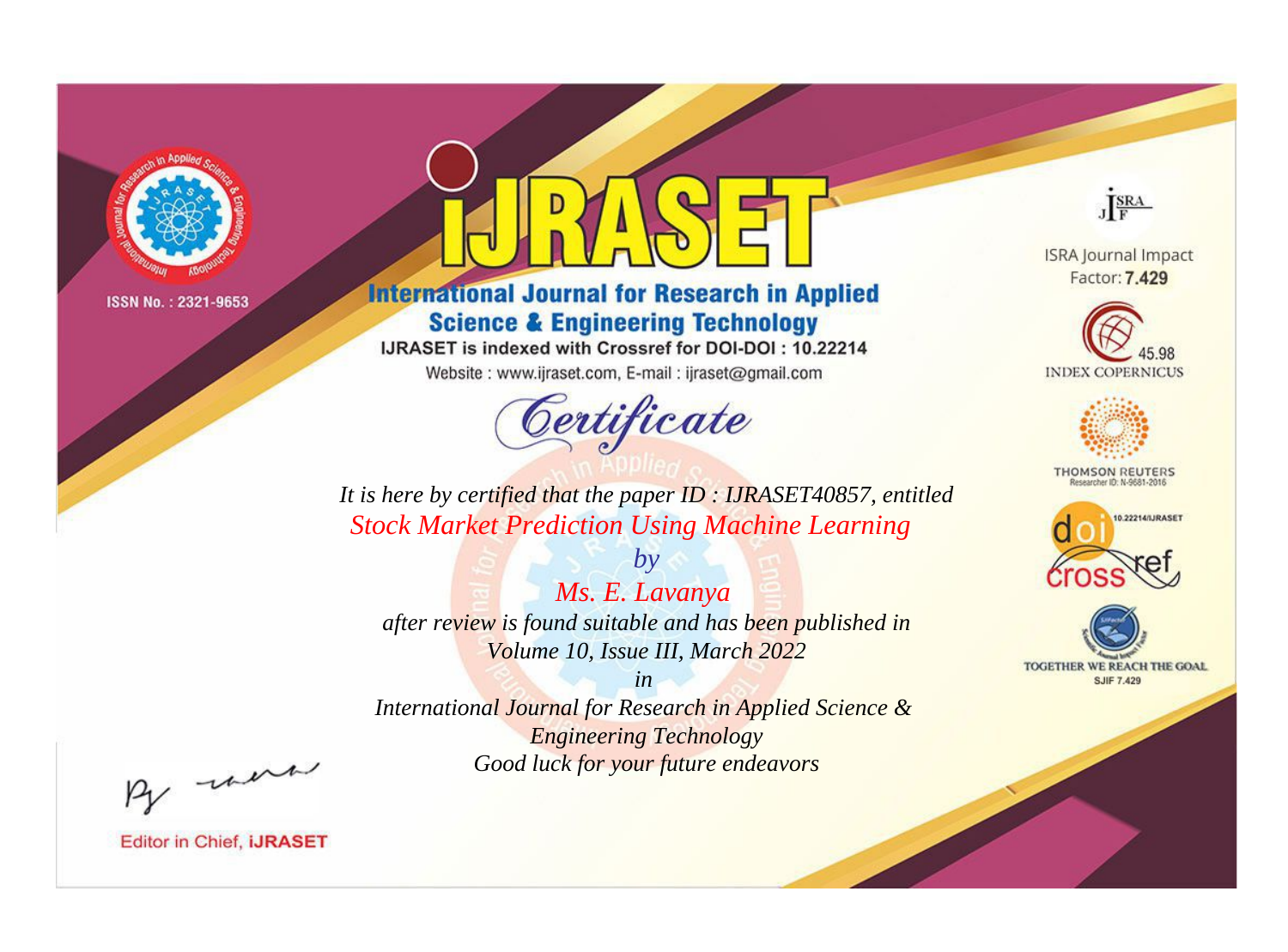ISSN No. : 2321-9653

# iJRASET

## International Journal for Research in Applied Science & Engineering Technology

IJRASET is indexed with Crossref for DOI-DOI : 10.22214

Website : www.ijraset.com, E-mail : ijraset@gmail.com

*Certificate*

*It is here by certified that the paper ID : IJRASET40857, entitled*

*Stock Market Prediction Using Machine Learning*

*by*

*Ms. E. Lavanya*

*after review is found suitable and has been published in*

*Volume 10, Issue III, March 2022*

*in*

*International Journal for Research in Applied Science & Engineering Technology*

*Good luck for your future endeavors*

ISRA Journal Impact Factor: **7.429**

45.98 INDEX COPERNICUS

THOMSON REUTERS Researcher ID: N-9681-2016

10.22214/IJRASET

TOGETHER WE REACH THE GOAL SJIF 7.429

Editor in Chief, **iJRASET**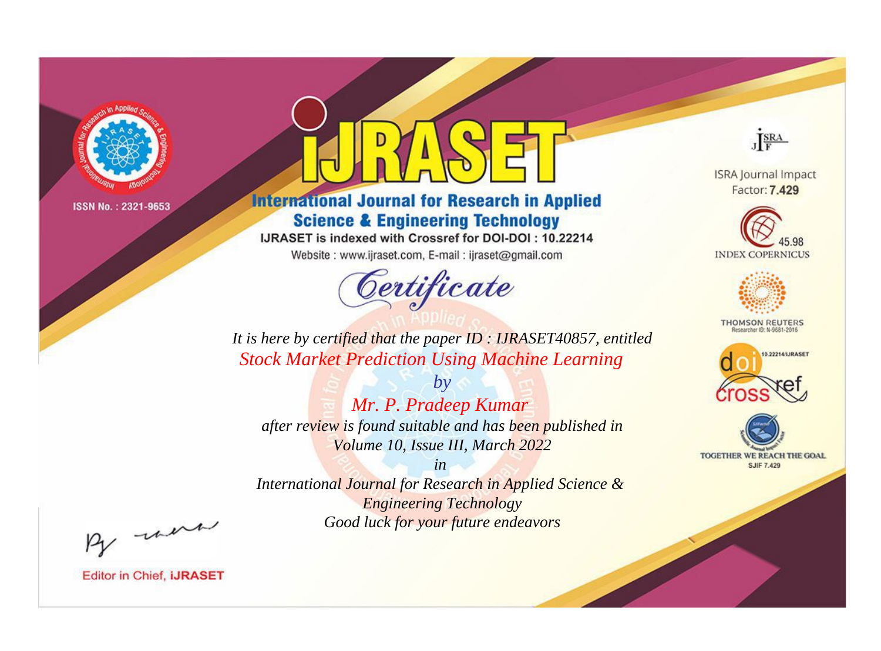ISSN No. : 2321-9653

# IJRASET

## International Journal for Research in Applied Science & Engineering Technology

IJRASET is indexed with Crossref for DOI-DOI : 10.22214

Website : www.ijraset.com, E-mail : ijraset@gmail.com

*Certificate*

*It is here by certified that the paper ID : IJRASET40857, entitled*

*Stock Market Prediction Using Machine Learning*

*by*

*Mr. P. Pradeep Kumar*

*after review is found suitable and has been published in*

*Volume 10, Issue III, March 2022*

*in*

*International Journal for Research in Applied Science & Engineering Technology*

*Good luck for your future endeavors*

ISRA Journal Impact Factor: **7.429**

45.98 INDEX COPERNICUS

THOMSON REUTERS Researcher ID: N-9681-2016

10.22214/IJRASET

TOGETHER WE REACH THE GOAL SJIF 7.429

Editor in Chief, **iJRASET**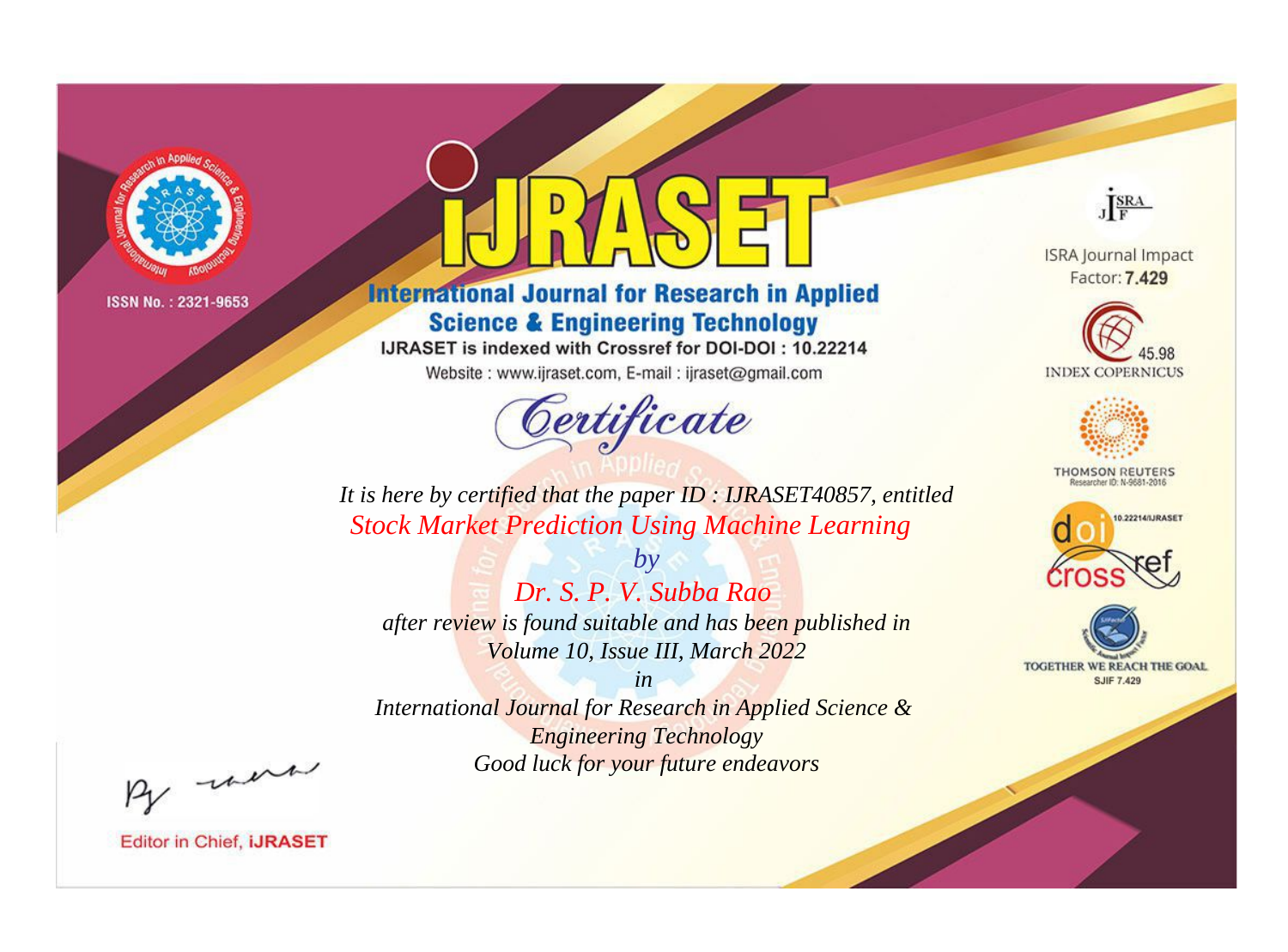ISSN No. : 2321-9653

# iJRASET

## International Journal for Research in Applied Science & Engineering Technology

IJRASET is indexed with Crossref for DOI-DOI : 10.22214

Website : www.ijraset.com, E-mail : ijraset@gmail.com

## *Certificate*

*It is here by certified that the paper ID : IJRASET40857, entitled*

*Stock Market Prediction Using Machine Learning*

*by*

*Dr. S. P. V. Subba Rao*

*after review is found suitable and has been published in*

*Volume 10, Issue III, March 2022*

*in*

*International Journal for Research in Applied Science & Engineering Technology*

*Good luck for your future endeavors*

ISRA Journal Impact Factor: **7.429**

45.98 INDEX COPERNICUS

THOMSON REUTERS Researcher ID: N-9681-2016

10.22214/IJRASET

TOGETHER WE REACH THE GOAL SJIF 7.429

Editor in Chief, **iJRASET**